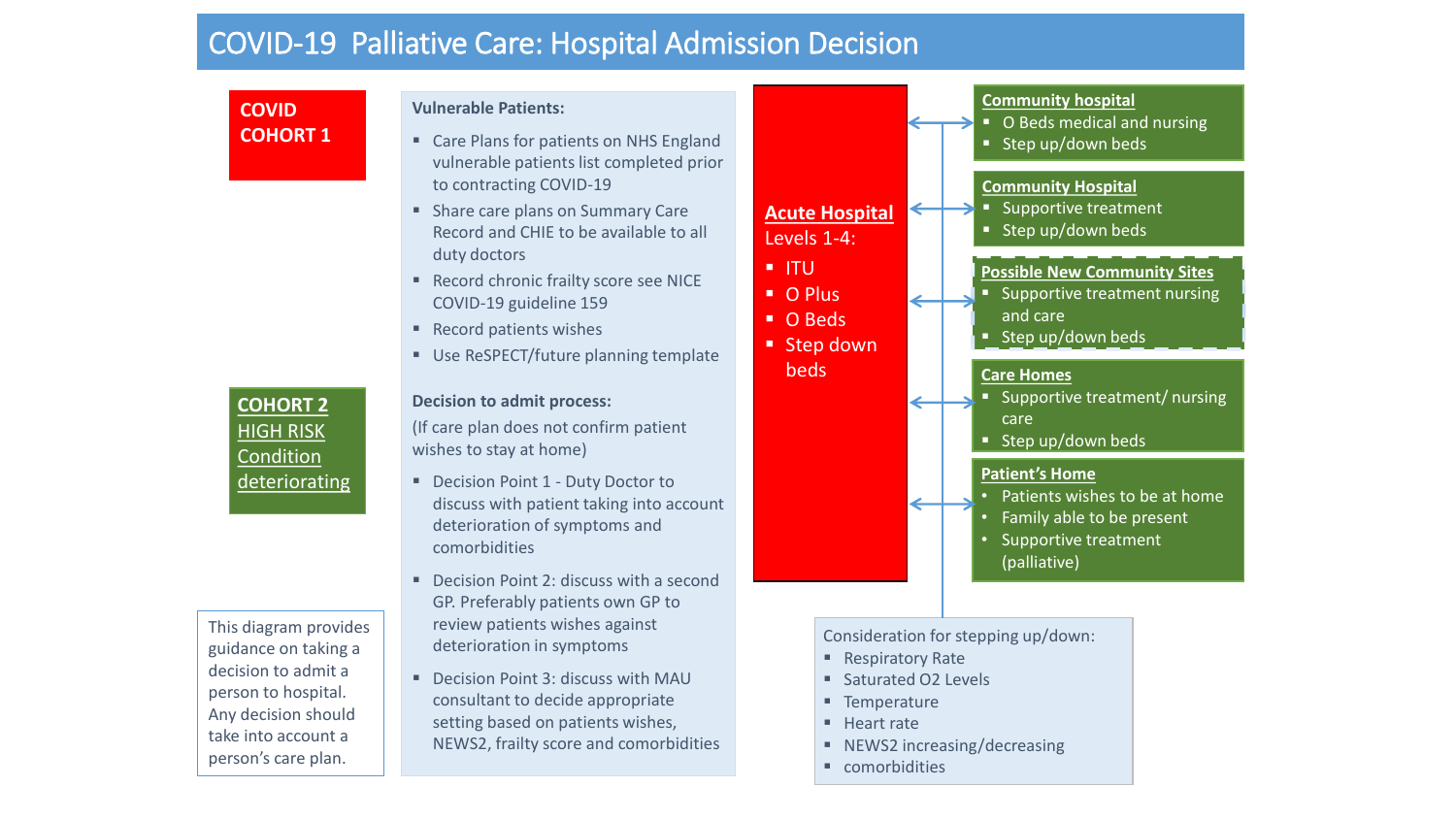# COVID-19 Palliative Care: Hospital Admission Decision

**COVID COHORT 1**

**COHORT 2 HIGH RISK Condition deteriorating**

This diagram provides guidance on taking a decision to admit a person to hospital. Any decision should take into account a person's care plan.

**Vulnerable Patients:**

- Care Plans for patients on NHS England vulnerable patients list completed prior to contracting COVID-19
- Share care plans on Summary Care Record and CHIE to be available to all duty doctors
- Record chronic frailty score see NICE COVID-19 guideline 159
- Record patients wishes
- Use ReSPECT/future planning template

**Decision to admit process:**

(If care plan does not confirm patient wishes to stay at home)

- Decision Point 1 - Duty Doctor to discuss with patient taking into account deterioration of symptoms and comorbidities
- Decision Point 2: discuss with a second GP. Preferably patients own GP to review patients wishes against deterioration in symptoms
- Decision Point 3: discuss with MAU consultant to decide appropriate setting based on patients wishes, NEWS2, frailty score and comorbidities

**Acute Hospital**

Levels 1-4:

- ITU
- O Plus
- O Beds
- Step down beds

**Community hospital**

- O Beds medical and nursing
- Step up/down beds

**Community Hospital**

- Supportive treatment
- Step up/down beds

**Possible New Community Sites**

- Supportive treatment nursing and care
- Step up/down beds

**Care Homes**

- Supportive treatment/ nursing care
- Step up/down beds

**Patient's Home**

- Patients wishes to be at home
- Family able to be present
- Supportive treatment (palliative)

Consideration for stepping up/down:

- Respiratory Rate
- Saturated O2 Levels
- Temperature
- Heart rate
- NEWS2 increasing/decreasing
- comorbidities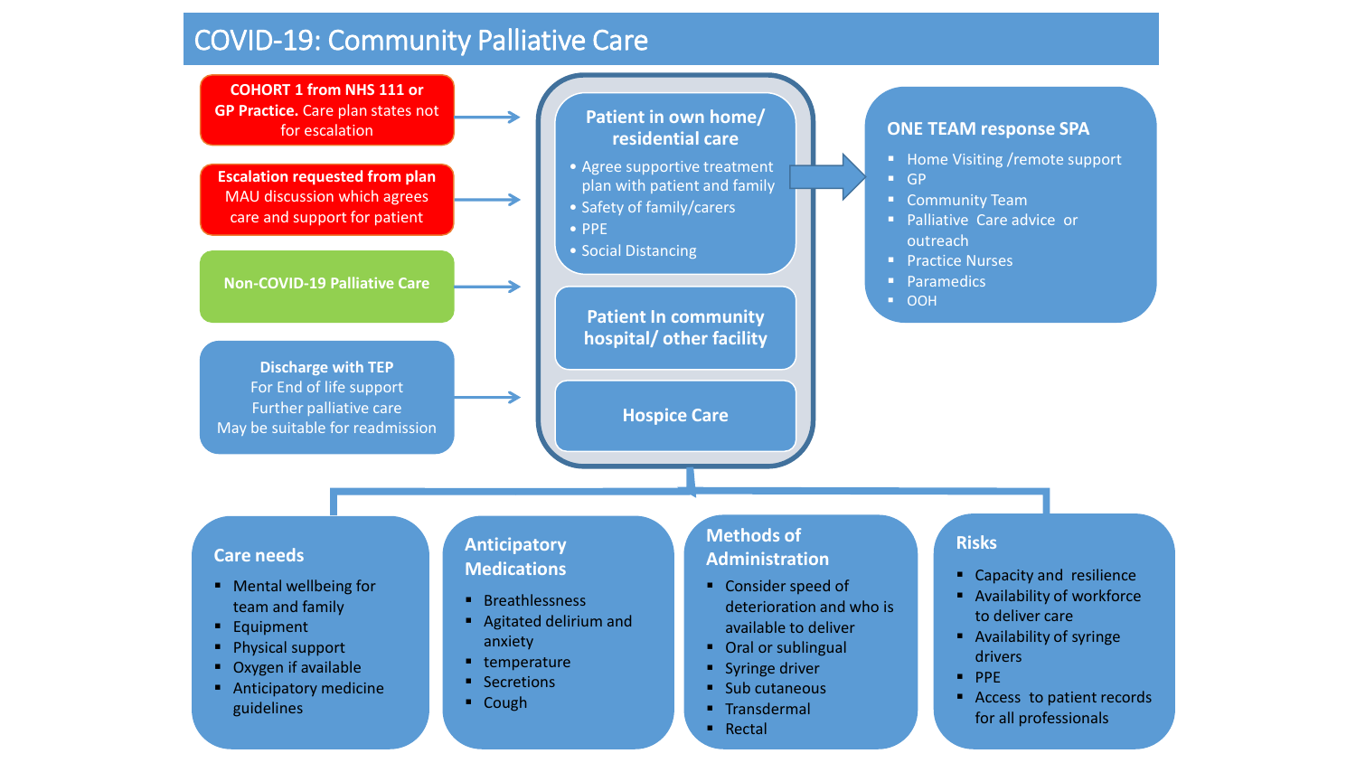# COVID-19: Community Palliative Care

**COHORT 1 from NHS 111 or GP Practice.** Care plan states not for escalation

**Escalation requested from plan** MAU discussion which agrees care and support for patient

**Non-COVID-19 Palliative Care**

**Discharge with TEP** For End of life support Further palliative care May be suitable for readmission

## Patient in own home/ residential care

- Agree supportive treatment plan with patient and family
- Safety of family/carers
- PPE
- Social Distancing

## Patient In community hospital/ other facility

## Hospice Care

## ONE TEAM response SPA

- Home Visiting /remote support
- GP
- Community Team
- Palliative Care advice or outreach
- Practice Nurses
- Paramedics
- OOH

## Care needs

- Mental wellbeing for team and family
- Equipment
- Physical support
- Oxygen if available
- Anticipatory medicine guidelines

## Anticipatory Medications

- Breathlessness
- Agitated delirium and anxiety
- temperature
- Secretions
- Cough

## Methods of Administration

- Consider speed of deterioration and who is available to deliver
- Oral or sublingual
- Syringe driver
- Sub cutaneous
- Transdermal
- Rectal

## Risks

- Capacity and resilience
- Availability of workforce to deliver care
- Availability of syringe drivers
- PPE
- Access to patient records for all professionals